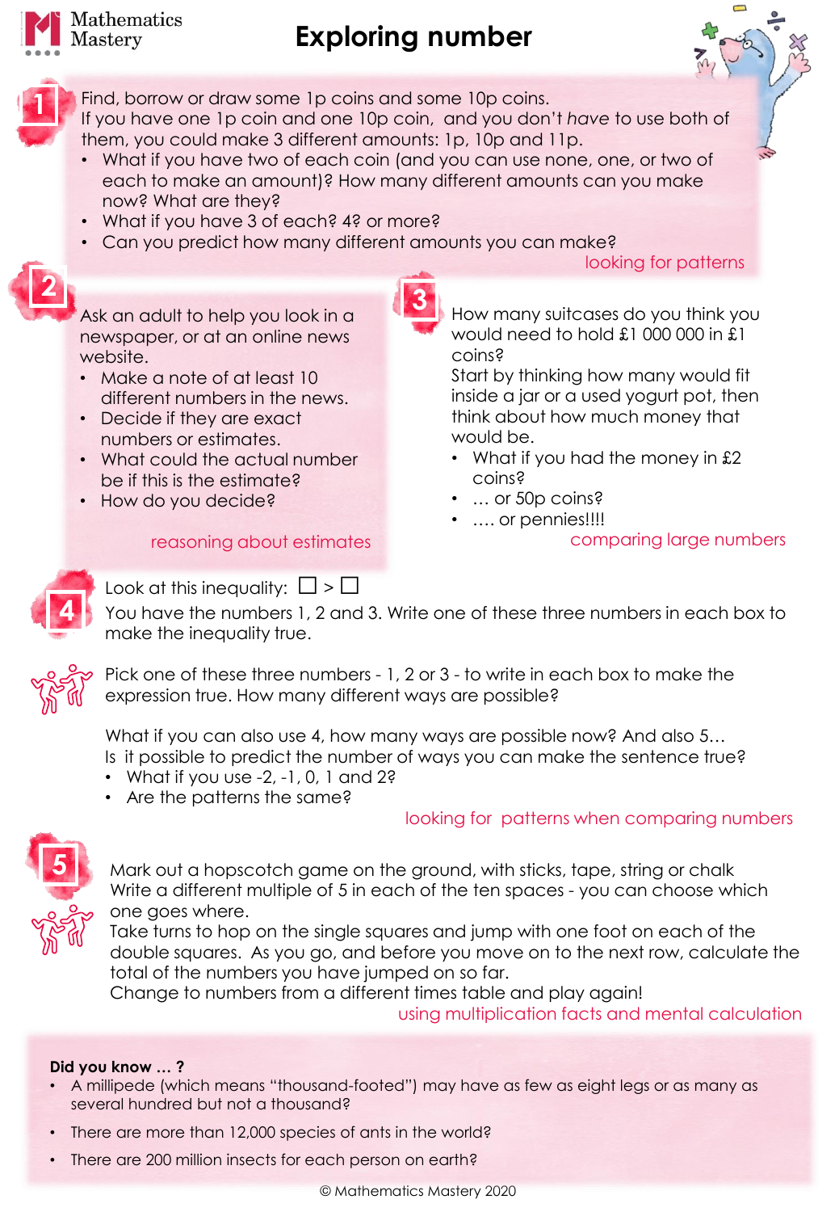# Exploring number

## 1

Find, borrow or draw some 1p coins and some 10p coins.
If you have one 1p coin and one 10p coin, and you don't *have* to use both of them, you could make 3 different amounts: 1p, 10p and 11p.

- What if you have two of each coin (and you can use none, one, or two of each to make an amount)? How many different amounts can you make now? What are they?
- What if you have 3 of each? 4? or more?
- Can you predict how many different amounts you can make?

*looking for patterns*

## 2

Ask an adult to help you look in a newspaper, or at an online news website.

- Make a note of at least 10 different numbers in the news.
- Decide if they are exact numbers or estimates.
- What could the actual number be if this is the estimate?
- How do you decide?

*reasoning about estimates*

## 3

How many suitcases do you think you would need to hold £1 000 000 in £1 coins?
Start by thinking how many would fit inside a jar or a used yogurt pot, then think about how much money that would be.

- What if you had the money in £2 coins?
- … or 50p coins?
- …. or pennies!!!!

*comparing large numbers*

## 4

Look at this inequality: ☐ > ☐
You have the numbers 1, 2 and 3. Write one of these three numbers in each box to make the inequality true.

Pick one of these three numbers - 1, 2 or 3 - to write in each box to make the expression true. How many different ways are possible?

What if you can also use 4, how many ways are possible now? And also 5…
Is it possible to predict the number of ways you can make the sentence true?

- What if you use -2, -1, 0, 1 and 2?
- Are the patterns the same?

*looking for patterns when comparing numbers*

## 5

Mark out a hopscotch game on the ground, with sticks, tape, string or chalk
Write a different multiple of 5 in each of the ten spaces - you can choose which one goes where.
Take turns to hop on the single squares and jump with one foot on each of the double squares. As you go, and before you move on to the next row, calculate the total of the numbers you have jumped on so far.
Change to numbers from a different times table and play again!

*using multiplication facts and mental calculation*

**Did you know … ?**

- A millipede (which means "thousand-footed") may have as few as eight legs or as many as several hundred but not a thousand?
- There are more than 12,000 species of ants in the world?
- There are 200 million insects for each person on earth?

© Mathematics Mastery 2020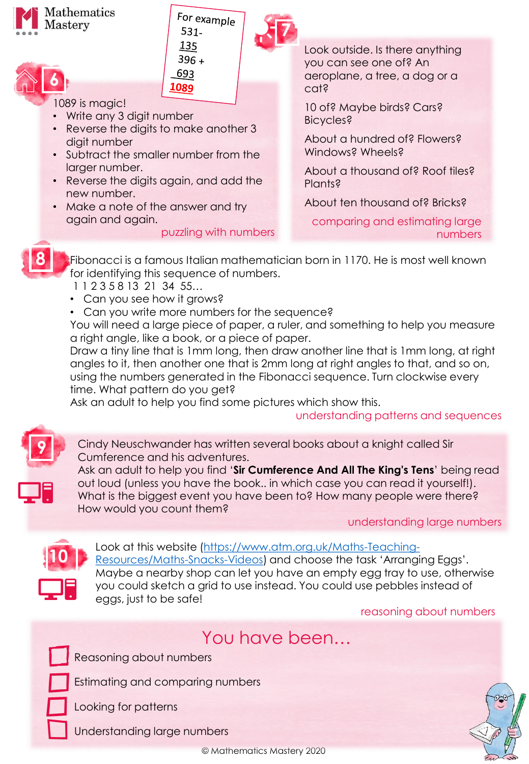## 6

For example
531-
135
396 +
693
1089

1089 is magic!

- Write any 3 digit number
- Reverse the digits to make another 3 digit number
- Subtract the smaller number from the larger number.
- Reverse the digits again, and add the new number.
- Make a note of the answer and try again and again.

puzzling with numbers

## 7

Look outside. Is there anything you can see one of? An aeroplane, a tree, a dog or a cat?

10 of? Maybe birds? Cars? Bicycles?

About a hundred of? Flowers? Windows? Wheels?

About a thousand of? Roof tiles? Plants?

About ten thousand of? Bricks?

comparing and estimating large numbers

## 8

Fibonacci is a famous Italian mathematician born in 1170. He is most well known for identifying this sequence of numbers.

1 1 2 3 5 8 13 21 34 55…

- Can you see how it grows?
- Can you write more numbers for the sequence?

You will need a large piece of paper, a ruler, and something to help you measure a right angle, like a book, or a piece of paper.

Draw a tiny line that is 1mm long, then draw another line that is 1mm long, at right angles to it, then another one that is 2mm long at right angles to that, and so on, using the numbers generated in the Fibonacci sequence. Turn clockwise every time. What pattern do you get?

Ask an adult to help you find some pictures which show this.

understanding patterns and sequences

## 9

Cindy Neuschwander has written several books about a knight called Sir Cumference and his adventures.

Ask an adult to help you find '**Sir Cumference And All The King's Tens**' being read out loud (unless you have the book.. in which case you can read it yourself!).

What is the biggest event you have been to? How many people were there? How would you count them?

understanding large numbers

## 10

Look at this website (https://www.atm.org.uk/Maths-Teaching-Resources/Maths-Snacks-Videos) and choose the task 'Arranging Eggs'. Maybe a nearby shop can let you have an empty egg tray to use, otherwise you could sketch a grid to use instead. You could use pebbles instead of eggs, just to be safe!

reasoning about numbers

## You have been…

- [ ] Reasoning about numbers
- [ ] Estimating and comparing numbers
- [ ] Looking for patterns
- [ ] Understanding large numbers

© Mathematics Mastery 2020